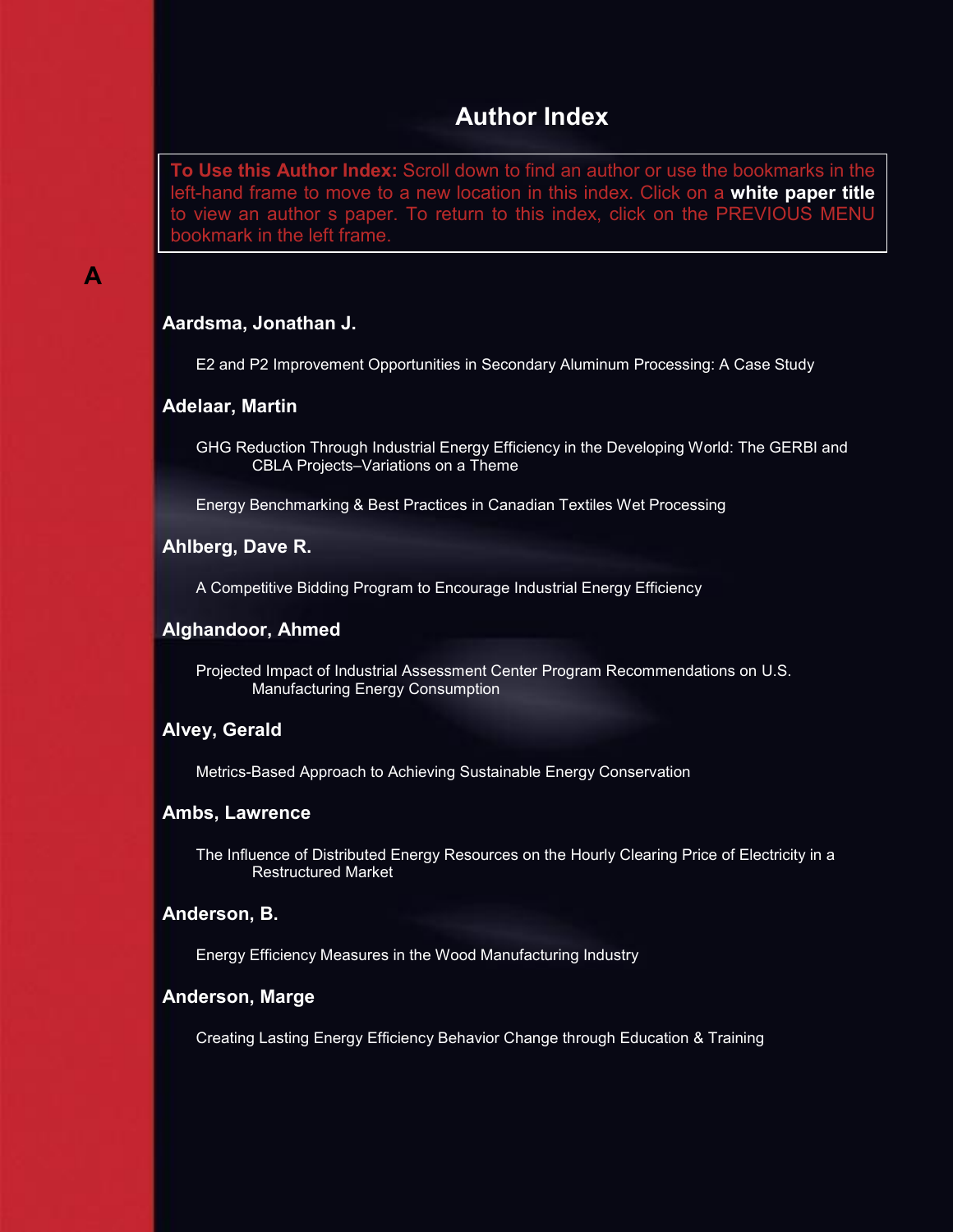# Author Index

**To Use this Author Index:** Scroll down to find an author or use the bookmarks in the left-hand frame to move to a new location in this index. Click on a **white paper title** to view an author s paper. To return to this index, click on the PREVIOUS MENU bookmark in the left frame.

## A

### Aardsma, Jonathan J.

E2 and P2 Improvement Opportunities in Secondary Aluminum Processing: A Case Study

### Adelaar, Martin

GHG Reduction Through Industrial Energy Efficiency in the Developing World: The GERBI and CBLA Projects–Variations on a Theme

Energy Benchmarking & Best Practices in Canadian Textiles Wet Processing

### Ahlberg, Dave R.

A Competitive Bidding Program to Encourage Industrial Energy Efficiency

### Alghandoor, Ahmed

Projected Impact of Industrial Assessment Center Program Recommendations on U.S. Manufacturing Energy Consumption

### Alvey, Gerald

Metrics-Based Approach to Achieving Sustainable Energy Conservation

### Ambs, Lawrence

The Influence of Distributed Energy Resources on the Hourly Clearing Price of Electricity in a Restructured Market

### Anderson, B.

Energy Efficiency Measures in the Wood Manufacturing Industry

### Anderson, Marge

Creating Lasting Energy Efficiency Behavior Change through Education & Training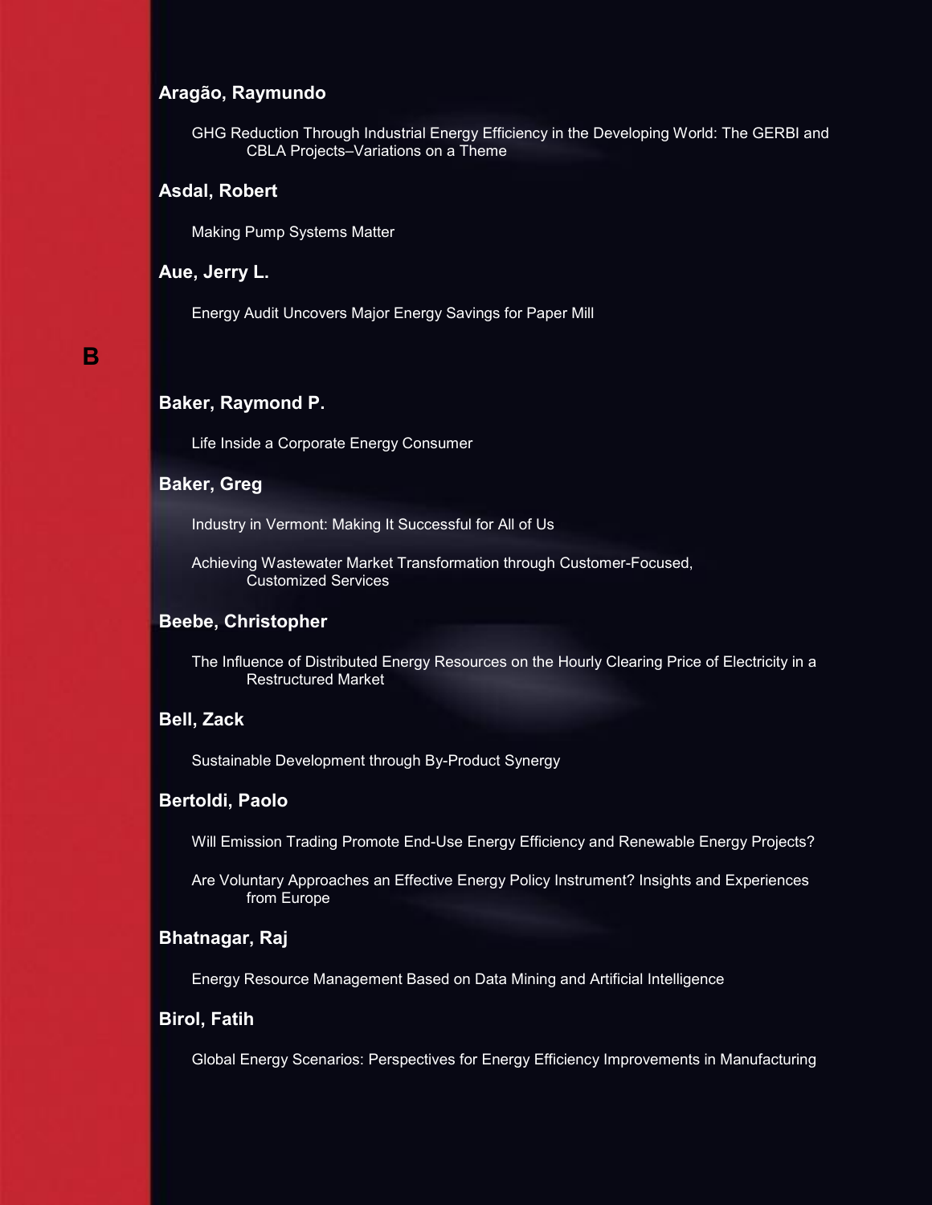### Aragão, Raymundo

GHG Reduction Through Industrial Energy Efficiency in the Developing World: The GERBI and CBLA Projects–Variations on a Theme

### Asdal, Robert

Making Pump Systems Matter

### Aue, Jerry L.

Energy Audit Uncovers Major Energy Savings for Paper Mill

## B

### Baker, Raymond P.

Life Inside a Corporate Energy Consumer

### Baker, Greg

Industry in Vermont: Making It Successful for All of Us

Achieving Wastewater Market Transformation through Customer-Focused, Customized Services

### Beebe, Christopher

The Influence of Distributed Energy Resources on the Hourly Clearing Price of Electricity in a Restructured Market

### Bell, Zack

Sustainable Development through By-Product Synergy

### Bertoldi, Paolo

Will Emission Trading Promote End-Use Energy Efficiency and Renewable Energy Projects?

Are Voluntary Approaches an Effective Energy Policy Instrument? Insights and Experiences from Europe

### Bhatnagar, Raj

Energy Resource Management Based on Data Mining and Artificial Intelligence

### Birol, Fatih

Global Energy Scenarios: Perspectives for Energy Efficiency Improvements in Manufacturing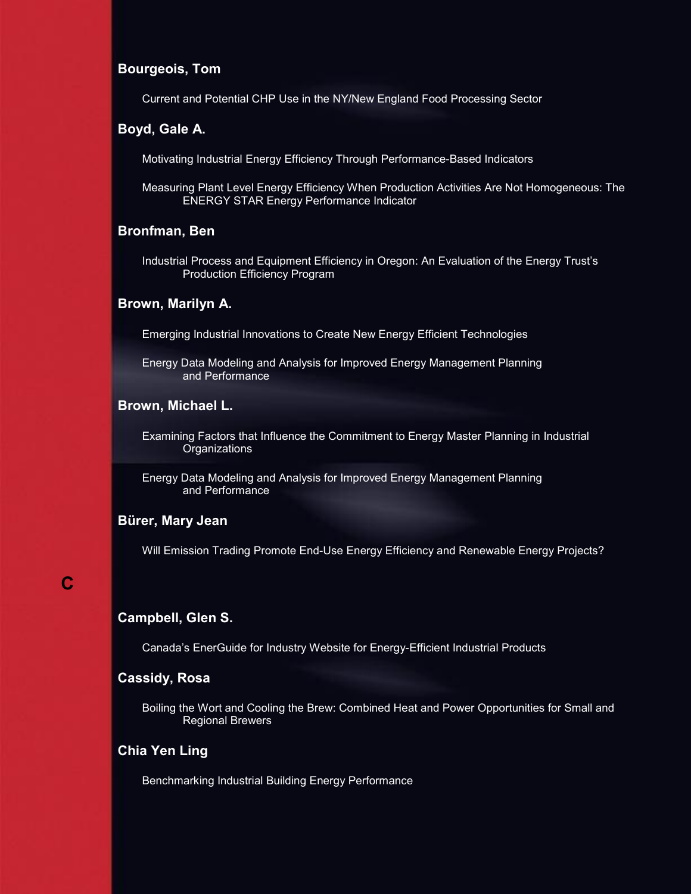**Bourgeois, Tom**

Current and Potential CHP Use in the NY/New England Food Processing Sector

**Boyd, Gale A.**

Motivating Industrial Energy Efficiency Through Performance-Based Indicators

Measuring Plant Level Energy Efficiency When Production Activities Are Not Homogeneous: The ENERGY STAR Energy Performance Indicator

**Bronfman, Ben**

Industrial Process and Equipment Efficiency in Oregon: An Evaluation of the Energy Trust's Production Efficiency Program

**Brown, Marilyn A.**

Emerging Industrial Innovations to Create New Energy Efficient Technologies

Energy Data Modeling and Analysis for Improved Energy Management Planning and Performance

**Brown, Michael L.**

Examining Factors that Influence the Commitment to Energy Master Planning in Industrial Organizations

Energy Data Modeling and Analysis for Improved Energy Management Planning and Performance

**Bürer, Mary Jean**

Will Emission Trading Promote End-Use Energy Efficiency and Renewable Energy Projects?

## C

**Campbell, Glen S.**

Canada's EnerGuide for Industry Website for Energy-Efficient Industrial Products

**Cassidy, Rosa**

Boiling the Wort and Cooling the Brew: Combined Heat and Power Opportunities for Small and Regional Brewers

**Chia Yen Ling**

Benchmarking Industrial Building Energy Performance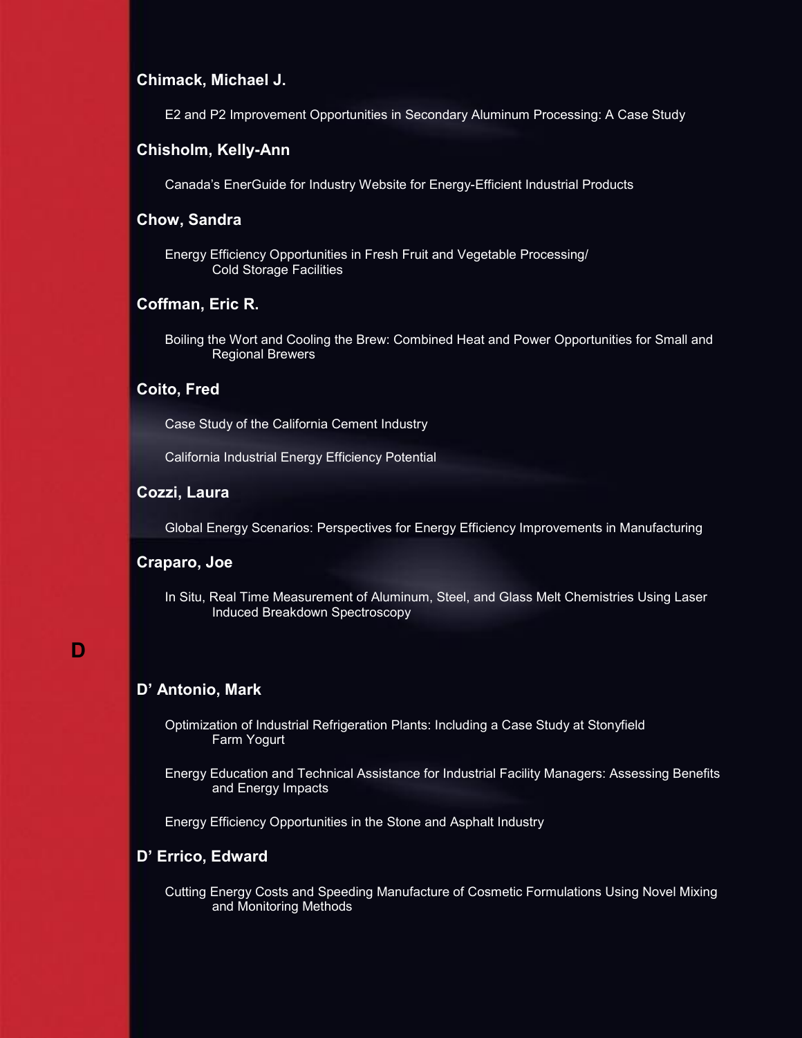**Chimack, Michael J.**

E2 and P2 Improvement Opportunities in Secondary Aluminum Processing: A Case Study

**Chisholm, Kelly-Ann**

Canada's EnerGuide for Industry Website for Energy-Efficient Industrial Products

**Chow, Sandra**

Energy Efficiency Opportunities in Fresh Fruit and Vegetable Processing/ Cold Storage Facilities

**Coffman, Eric R.**

Boiling the Wort and Cooling the Brew: Combined Heat and Power Opportunities for Small and Regional Brewers

**Coito, Fred**

Case Study of the California Cement Industry

California Industrial Energy Efficiency Potential

**Cozzi, Laura**

Global Energy Scenarios: Perspectives for Energy Efficiency Improvements in Manufacturing

**Craparo, Joe**

In Situ, Real Time Measurement of Aluminum, Steel, and Glass Melt Chemistries Using Laser Induced Breakdown Spectroscopy

## D

**D' Antonio, Mark**

Optimization of Industrial Refrigeration Plants: Including a Case Study at Stonyfield Farm Yogurt

Energy Education and Technical Assistance for Industrial Facility Managers: Assessing Benefits and Energy Impacts

Energy Efficiency Opportunities in the Stone and Asphalt Industry

**D' Errico, Edward**

Cutting Energy Costs and Speeding Manufacture of Cosmetic Formulations Using Novel Mixing and Monitoring Methods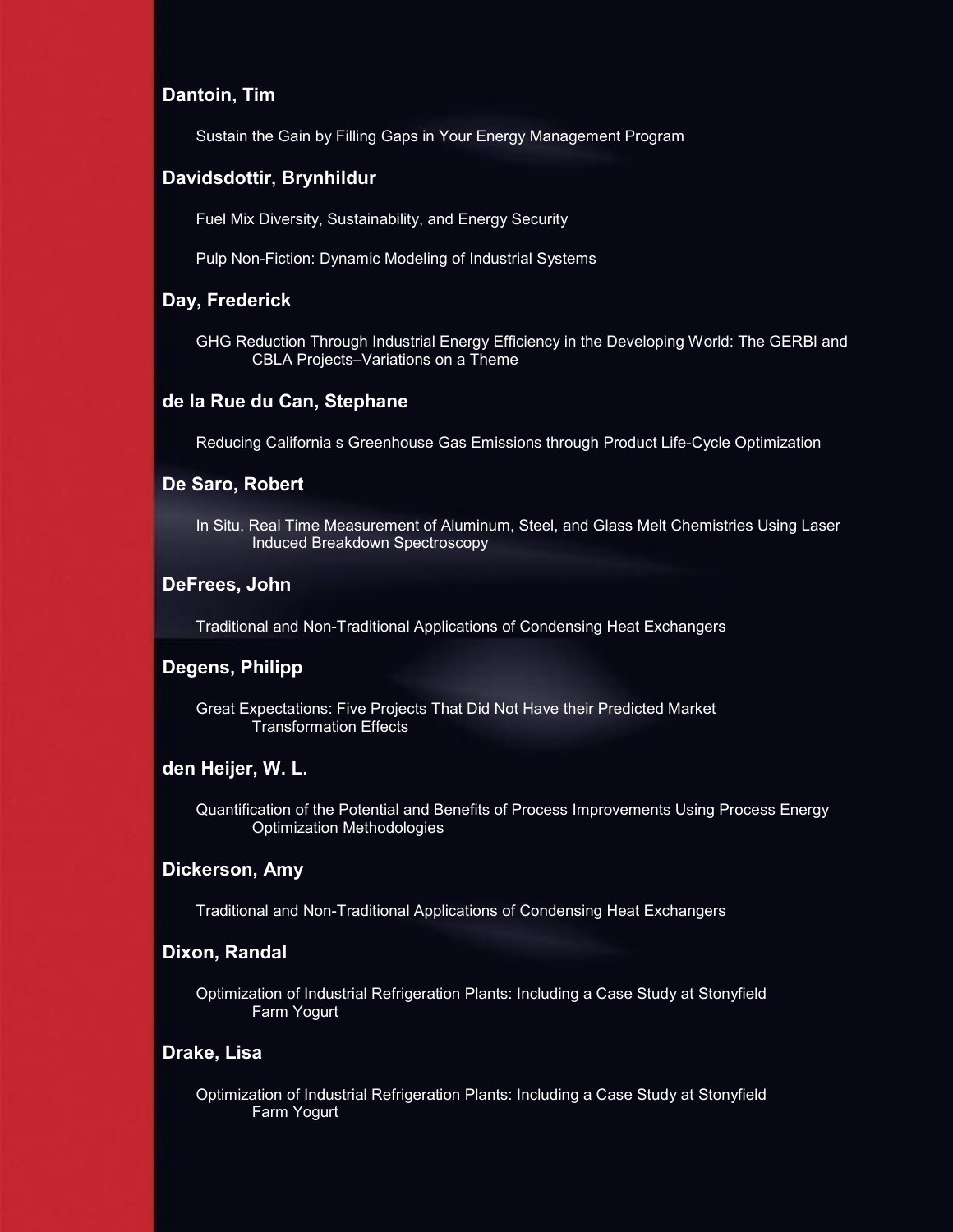**Dantoin, Tim**

Sustain the Gain by Filling Gaps in Your Energy Management Program

**Davidsdottir, Brynhildur**

Fuel Mix Diversity, Sustainability, and Energy Security

Pulp Non-Fiction: Dynamic Modeling of Industrial Systems

**Day, Frederick**

GHG Reduction Through Industrial Energy Efficiency in the Developing World: The GERBI and CBLA Projects–Variations on a Theme

**de la Rue du Can, Stephane**

Reducing California s Greenhouse Gas Emissions through Product Life-Cycle Optimization

**De Saro, Robert**

In Situ, Real Time Measurement of Aluminum, Steel, and Glass Melt Chemistries Using Laser Induced Breakdown Spectroscopy

**DeFrees, John**

Traditional and Non-Traditional Applications of Condensing Heat Exchangers

**Degens, Philipp**

Great Expectations: Five Projects That Did Not Have their Predicted Market Transformation Effects

**den Heijer, W. L.**

Quantification of the Potential and Benefits of Process Improvements Using Process Energy Optimization Methodologies

**Dickerson, Amy**

Traditional and Non-Traditional Applications of Condensing Heat Exchangers

**Dixon, Randal**

Optimization of Industrial Refrigeration Plants: Including a Case Study at Stonyfield Farm Yogurt

**Drake, Lisa**

Optimization of Industrial Refrigeration Plants: Including a Case Study at Stonyfield Farm Yogurt